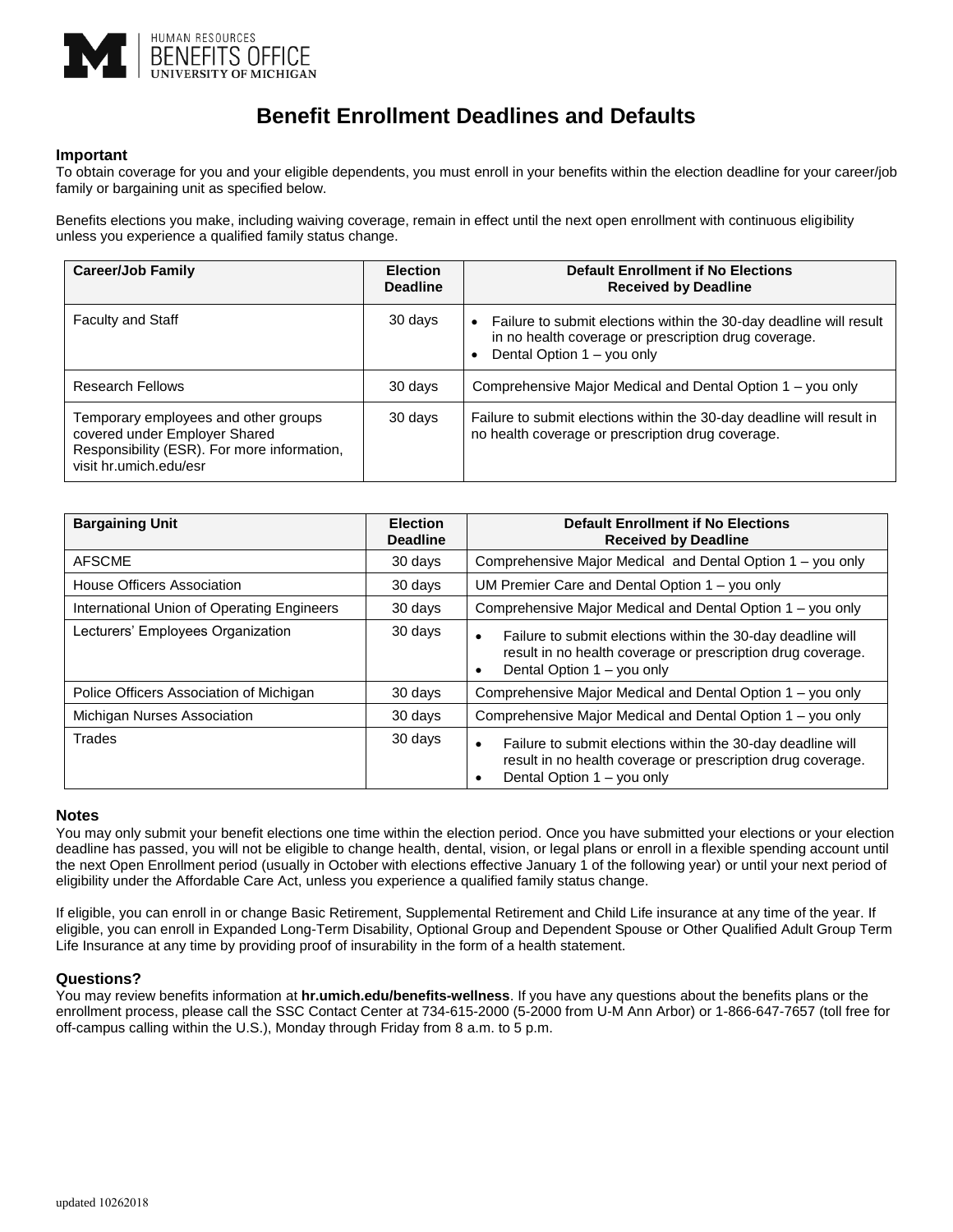HUMAN RESOURCES
BENEFITS OFFICE
UNIVERSITY OF MICHIGAN

# Benefit Enrollment Deadlines and Defaults

### Important

To obtain coverage for you and your eligible dependents, you must enroll in your benefits within the election deadline for your career/job family or bargaining unit as specified below.

Benefits elections you make, including waiving coverage, remain in effect until the next open enrollment with continuous eligibility unless you experience a qualified family status change.

| Career/Job Family | Election Deadline | Default Enrollment if No Elections Received by Deadline |
|---|---|---|
| Faculty and Staff | 30 days | • Failure to submit elections within the 30-day deadline will result in no health coverage or prescription drug coverage.<br>• Dental Option 1 – you only |
| Research Fellows | 30 days | Comprehensive Major Medical and Dental Option 1 – you only |
| Temporary employees and other groups covered under Employer Shared Responsibility (ESR). For more information, visit hr.umich.edu/esr | 30 days | Failure to submit elections within the 30-day deadline will result in no health coverage or prescription drug coverage. |

| Bargaining Unit | Election Deadline | Default Enrollment if No Elections Received by Deadline |
|---|---|---|
| AFSCME | 30 days | Comprehensive Major Medical and Dental Option 1 – you only |
| House Officers Association | 30 days | UM Premier Care and Dental Option 1 – you only |
| International Union of Operating Engineers | 30 days | Comprehensive Major Medical and Dental Option 1 – you only |
| Lecturers' Employees Organization | 30 days | • Failure to submit elections within the 30-day deadline will result in no health coverage or prescription drug coverage.<br>• Dental Option 1 – you only |
| Police Officers Association of Michigan | 30 days | Comprehensive Major Medical and Dental Option 1 – you only |
| Michigan Nurses Association | 30 days | Comprehensive Major Medical and Dental Option 1 – you only |
| Trades | 30 days | • Failure to submit elections within the 30-day deadline will result in no health coverage or prescription drug coverage.<br>• Dental Option 1 – you only |

### Notes

You may only submit your benefit elections one time within the election period. Once you have submitted your elections or your election deadline has passed, you will not be eligible to change health, dental, vision, or legal plans or enroll in a flexible spending account until the next Open Enrollment period (usually in October with elections effective January 1 of the following year) or until your next period of eligibility under the Affordable Care Act, unless you experience a qualified family status change.

If eligible, you can enroll in or change Basic Retirement, Supplemental Retirement and Child Life insurance at any time of the year. If eligible, you can enroll in Expanded Long-Term Disability, Optional Group and Dependent Spouse or Other Qualified Adult Group Term Life Insurance at any time by providing proof of insurability in the form of a health statement.

### Questions?

You may review benefits information at **hr.umich.edu/benefits-wellness**. If you have any questions about the benefits plans or the enrollment process, please call the SSC Contact Center at 734-615-2000 (5-2000 from U-M Ann Arbor) or 1-866-647-7657 (toll free for off-campus calling within the U.S.), Monday through Friday from 8 a.m. to 5 p.m.

updated 10262018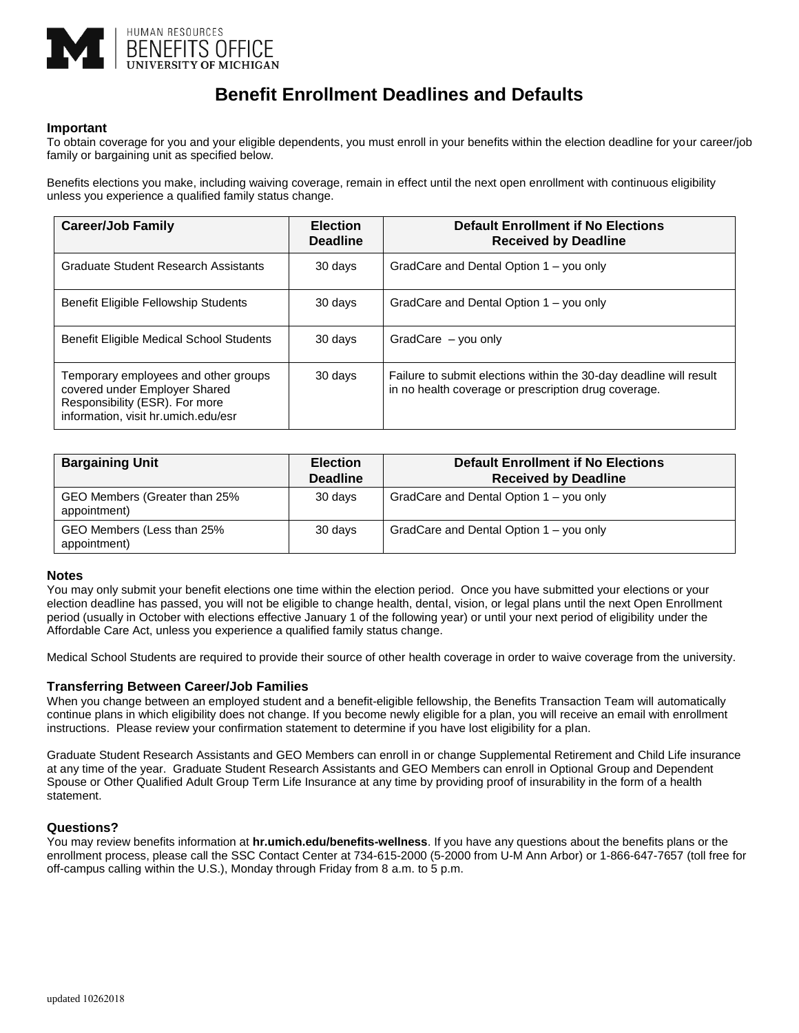HUMAN RESOURCES
BENEFITS OFFICE
UNIVERSITY OF MICHIGAN

# Benefit Enrollment Deadlines and Defaults

### Important

To obtain coverage for you and your eligible dependents, you must enroll in your benefits within the election deadline for your career/job family or bargaining unit as specified below.

Benefits elections you make, including waiving coverage, remain in effect until the next open enrollment with continuous eligibility unless you experience a qualified family status change.

| Career/Job Family | Election Deadline | Default Enrollment if No Elections Received by Deadline |
|---|---|---|
| Graduate Student Research Assistants | 30 days | GradCare and Dental Option 1 – you only |
| Benefit Eligible Fellowship Students | 30 days | GradCare and Dental Option 1 – you only |
| Benefit Eligible Medical School Students | 30 days | GradCare – you only |
| Temporary employees and other groups covered under Employer Shared Responsibility (ESR). For more information, visit hr.umich.edu/esr | 30 days | Failure to submit elections within the 30-day deadline will result in no health coverage or prescription drug coverage. |

| Bargaining Unit | Election Deadline | Default Enrollment if No Elections Received by Deadline |
|---|---|---|
| GEO Members (Greater than 25% appointment) | 30 days | GradCare and Dental Option 1 – you only |
| GEO Members (Less than 25% appointment) | 30 days | GradCare and Dental Option 1 – you only |

### Notes

You may only submit your benefit elections one time within the election period. Once you have submitted your elections or your election deadline has passed, you will not be eligible to change health, dental, vision, or legal plans until the next Open Enrollment period (usually in October with elections effective January 1 of the following year) or until your next period of eligibility under the Affordable Care Act, unless you experience a qualified family status change.

Medical School Students are required to provide their source of other health coverage in order to waive coverage from the university.

### Transferring Between Career/Job Families

When you change between an employed student and a benefit-eligible fellowship, the Benefits Transaction Team will automatically continue plans in which eligibility does not change. If you become newly eligible for a plan, you will receive an email with enrollment instructions. Please review your confirmation statement to determine if you have lost eligibility for a plan.

Graduate Student Research Assistants and GEO Members can enroll in or change Supplemental Retirement and Child Life insurance at any time of the year. Graduate Student Research Assistants and GEO Members can enroll in Optional Group and Dependent Spouse or Other Qualified Adult Group Term Life Insurance at any time by providing proof of insurability in the form of a health statement.

### Questions?

You may review benefits information at **hr.umich.edu/benefits-wellness**. If you have any questions about the benefits plans or the enrollment process, please call the SSC Contact Center at 734-615-2000 (5-2000 from U-M Ann Arbor) or 1-866-647-7657 (toll free for off-campus calling within the U.S.), Monday through Friday from 8 a.m. to 5 p.m.

updated 10262018